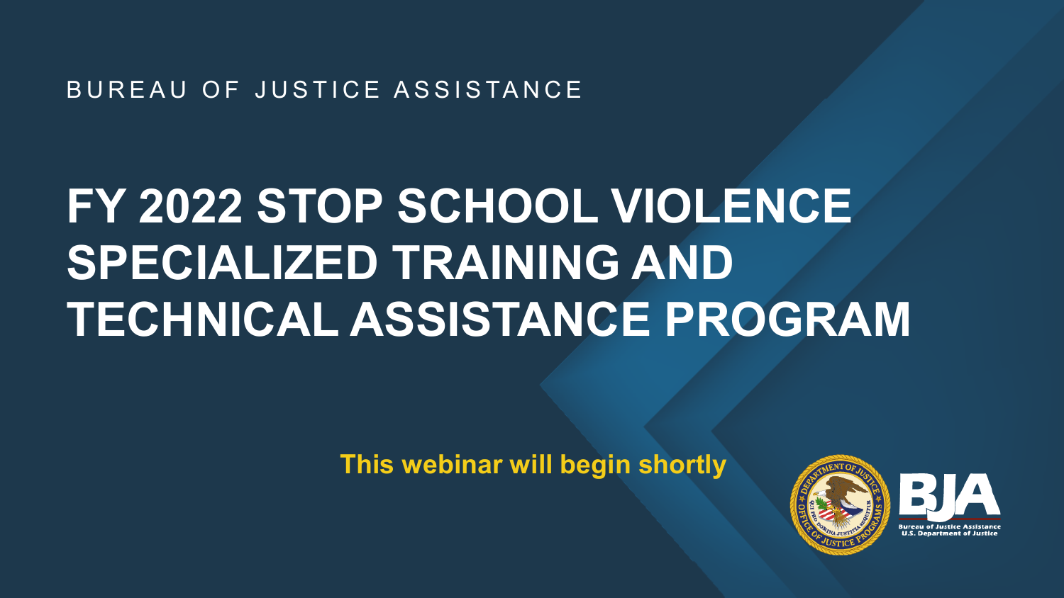BUREAU OF JUSTICE ASSISTANCE

# FY 2022 STOP SCHOOL VIOLENCE SPECIALIZED TRAINING AND TECHNICAL ASSISTANCE PROGRAM

**This webinar will begin shortly**

BJA
Bureau of Justice Assistance
U.S. Department of Justice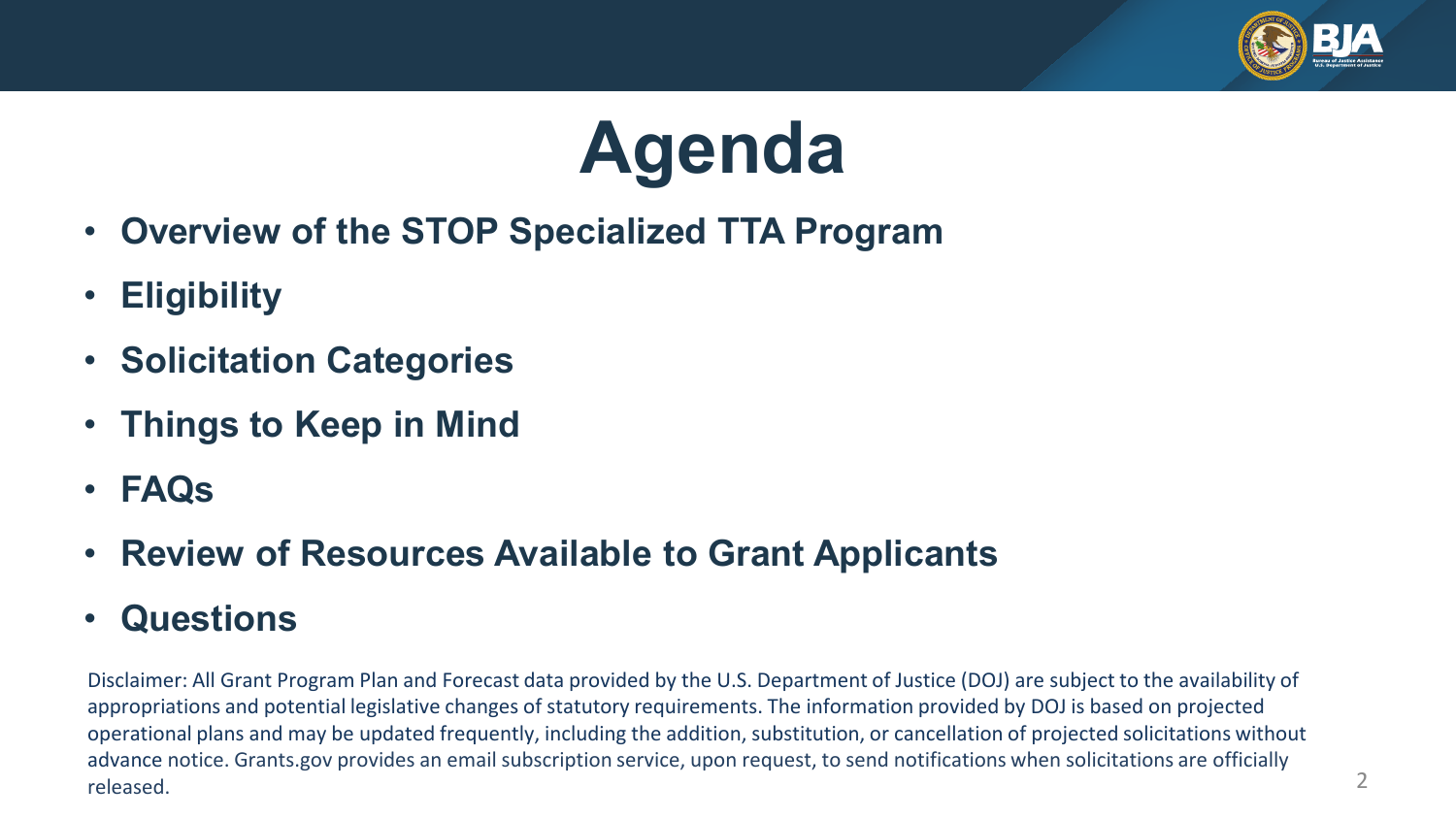# Agenda

- **Overview of the STOP Specialized TTA Program**
- **Eligibility**
- **Solicitation Categories**
- **Things to Keep in Mind**
- **FAQs**
- **Review of Resources Available to Grant Applicants**
- **Questions**

Disclaimer: All Grant Program Plan and Forecast data provided by the U.S. Department of Justice (DOJ) are subject to the availability of appropriations and potential legislative changes of statutory requirements. The information provided by DOJ is based on projected operational plans and may be updated frequently, including the addition, substitution, or cancellation of projected solicitations without advance notice. Grants.gov provides an email subscription service, upon request, to send notifications when solicitations are officially released.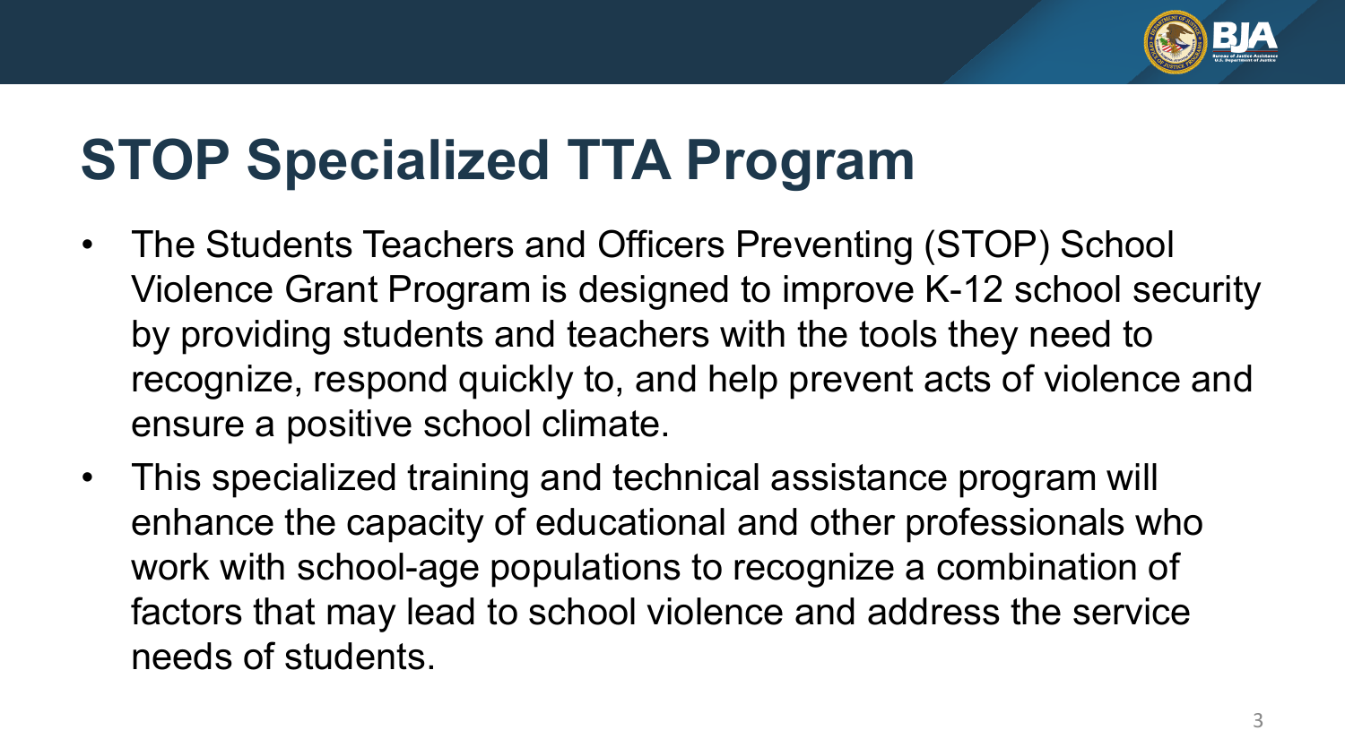# STOP Specialized TTA Program

- The Students Teachers and Officers Preventing (STOP) School Violence Grant Program is designed to improve K-12 school security by providing students and teachers with the tools they need to recognize, respond quickly to, and help prevent acts of violence and ensure a positive school climate.
- This specialized training and technical assistance program will enhance the capacity of educational and other professionals who work with school-age populations to recognize a combination of factors that may lead to school violence and address the service needs of students.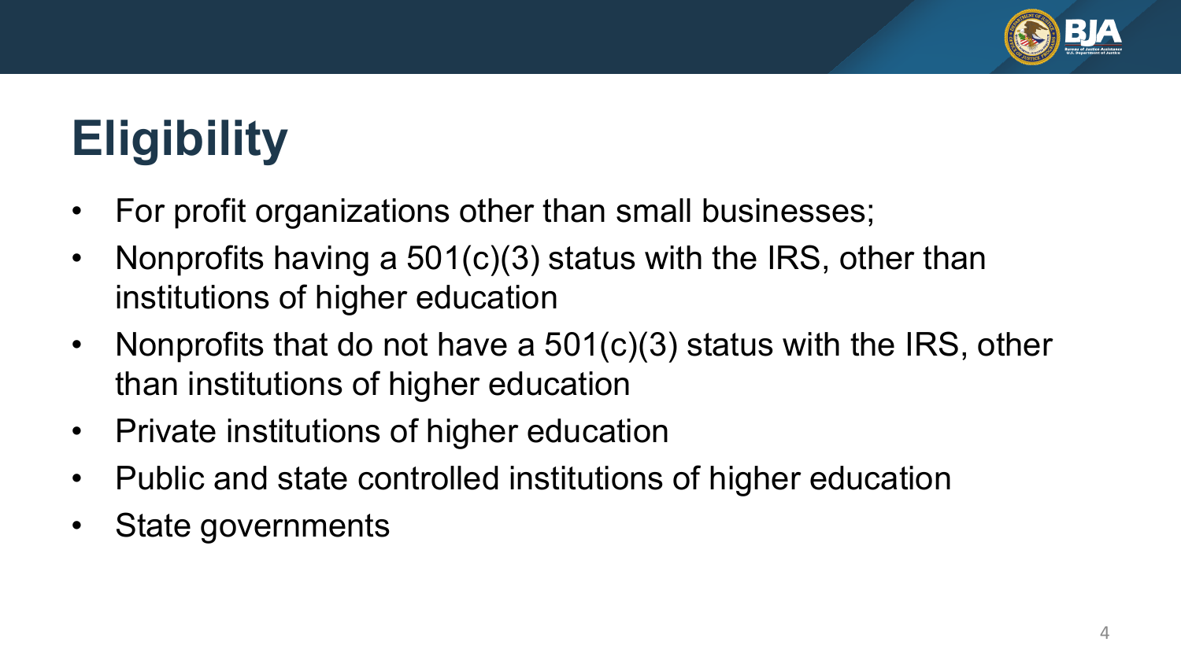# Eligibility

- For profit organizations other than small businesses;
- Nonprofits having a 501(c)(3) status with the IRS, other than institutions of higher education
- Nonprofits that do not have a 501(c)(3) status with the IRS, other than institutions of higher education
- Private institutions of higher education
- Public and state controlled institutions of higher education
- State governments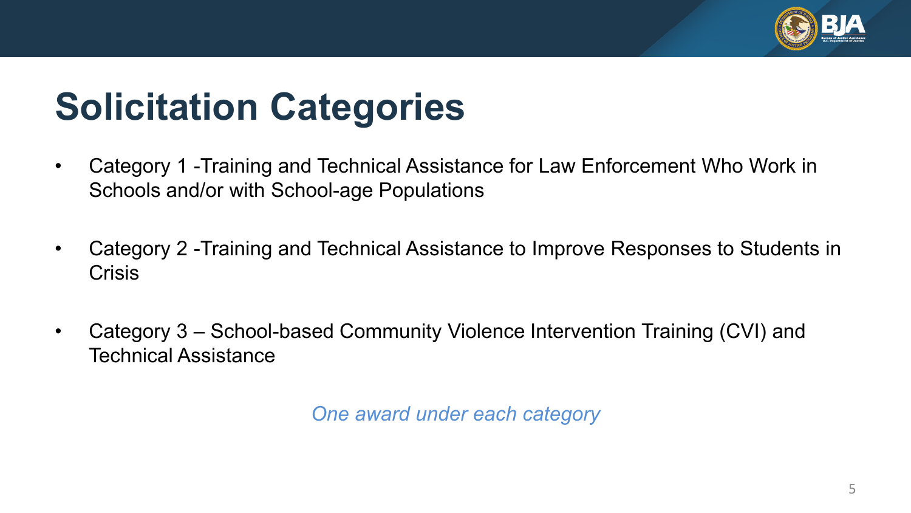# Solicitation Categories

- Category 1 -Training and Technical Assistance for Law Enforcement Who Work in Schools and/or with School-age Populations
- Category 2 -Training and Technical Assistance to Improve Responses to Students in Crisis
- Category 3 – School-based Community Violence Intervention Training (CVI) and Technical Assistance

*One award under each category*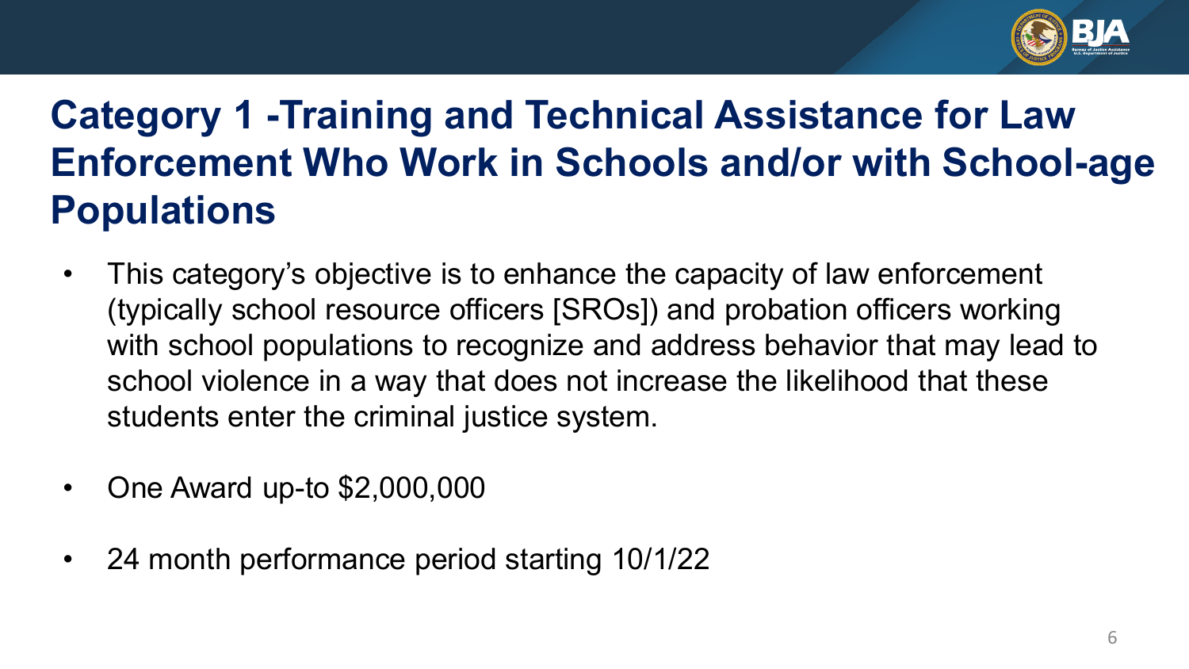# Category 1 -Training and Technical Assistance for Law Enforcement Who Work in Schools and/or with School-age Populations

- This category's objective is to enhance the capacity of law enforcement (typically school resource officers [SROs]) and probation officers working with school populations to recognize and address behavior that may lead to school violence in a way that does not increase the likelihood that these students enter the criminal justice system.
- One Award up-to $2,000,000
- 24 month performance period starting 10/1/22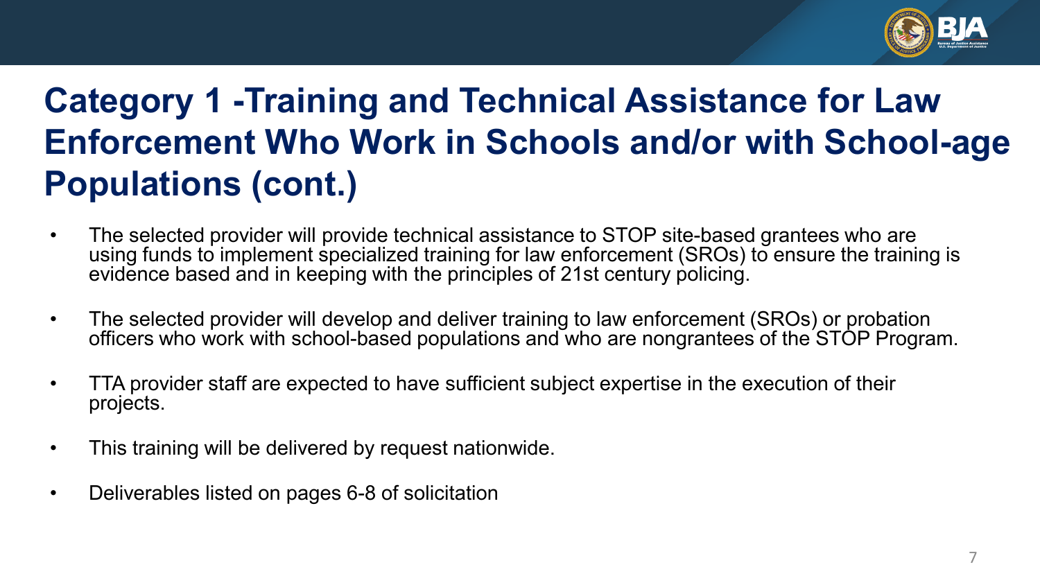# Category 1 -Training and Technical Assistance for Law Enforcement Who Work in Schools and/or with School-age Populations (cont.)

- The selected provider will provide technical assistance to STOP site-based grantees who are using funds to implement specialized training for law enforcement (SROs) to ensure the training is evidence based and in keeping with the principles of 21st century policing.
- The selected provider will develop and deliver training to law enforcement (SROs) or probation officers who work with school-based populations and who are nongrantees of the STOP Program.
- TTA provider staff are expected to have sufficient subject expertise in the execution of their projects.
- This training will be delivered by request nationwide.
- Deliverables listed on pages 6-8 of solicitation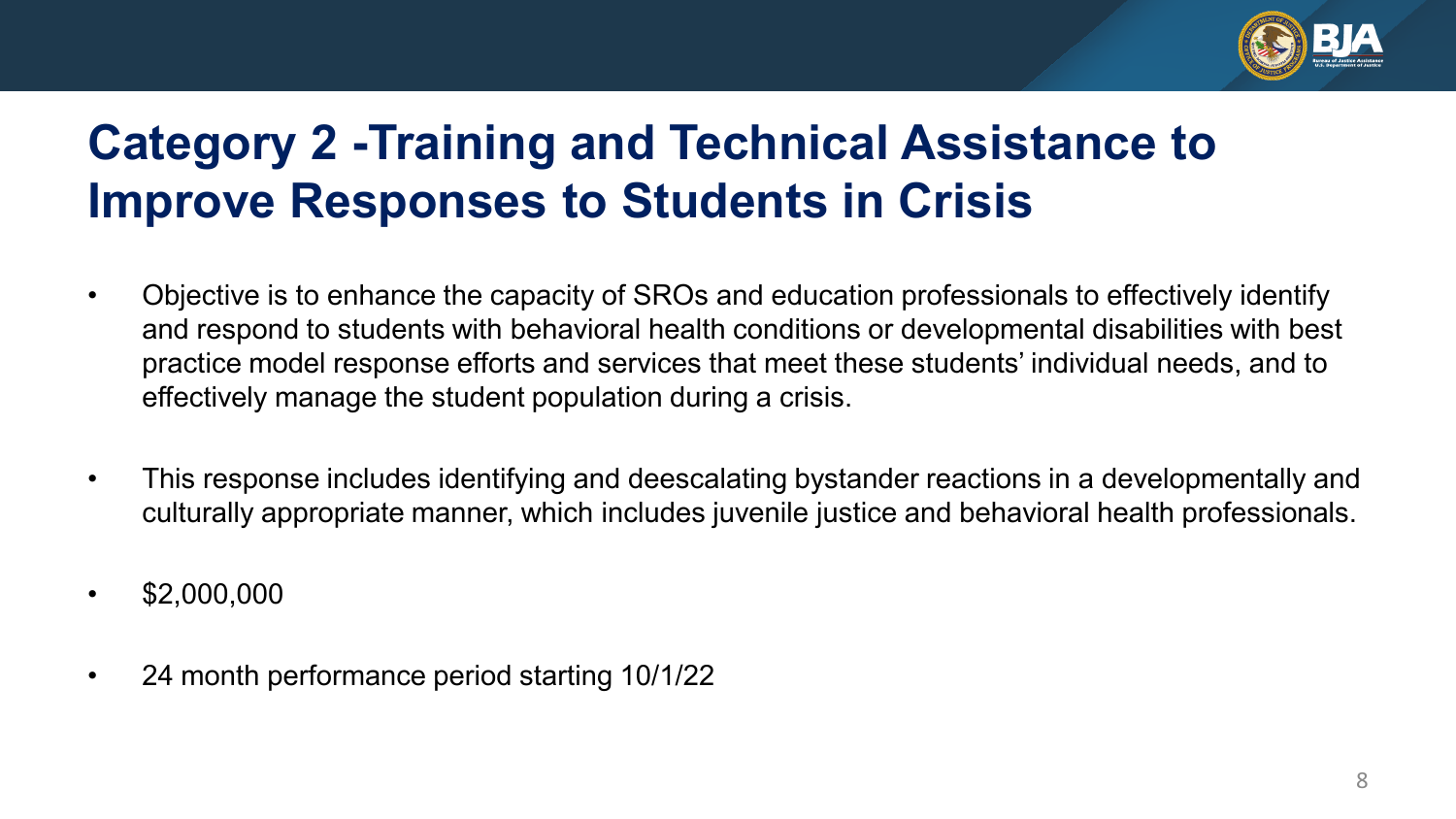# Category 2 -Training and Technical Assistance to Improve Responses to Students in Crisis

- Objective is to enhance the capacity of SROs and education professionals to effectively identify and respond to students with behavioral health conditions or developmental disabilities with best practice model response efforts and services that meet these students' individual needs, and to effectively manage the student population during a crisis.

- This response includes identifying and deescalating bystander reactions in a developmentally and culturally appropriate manner, which includes juvenile justice and behavioral health professionals.

- $2,000,000

- 24 month performance period starting 10/1/22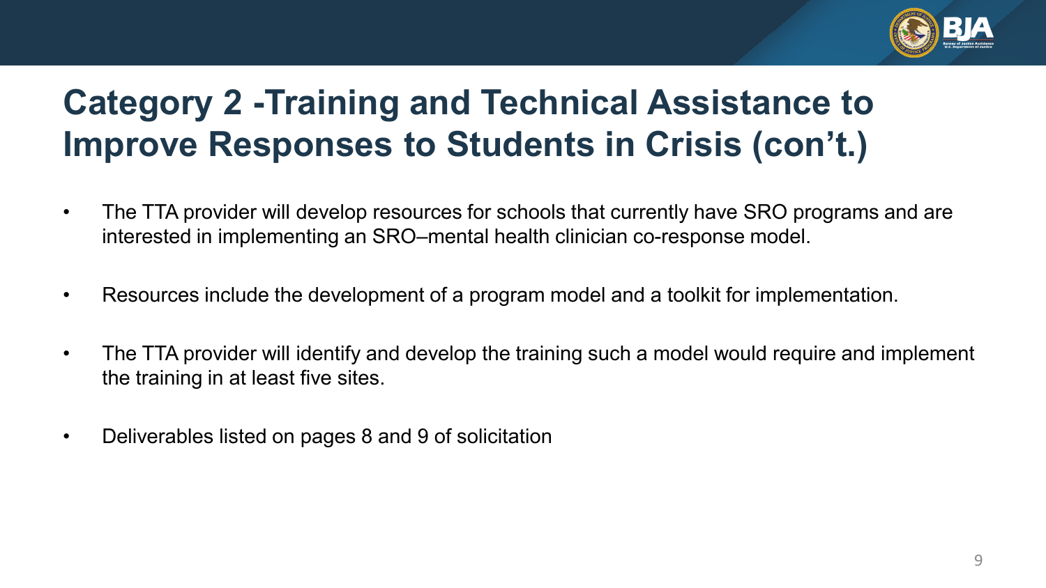# Category 2 -Training and Technical Assistance to Improve Responses to Students in Crisis (con't.)

- The TTA provider will develop resources for schools that currently have SRO programs and are interested in implementing an SRO–mental health clinician co-response model.
- Resources include the development of a program model and a toolkit for implementation.
- The TTA provider will identify and develop the training such a model would require and implement the training in at least five sites.
- Deliverables listed on pages 8 and 9 of solicitation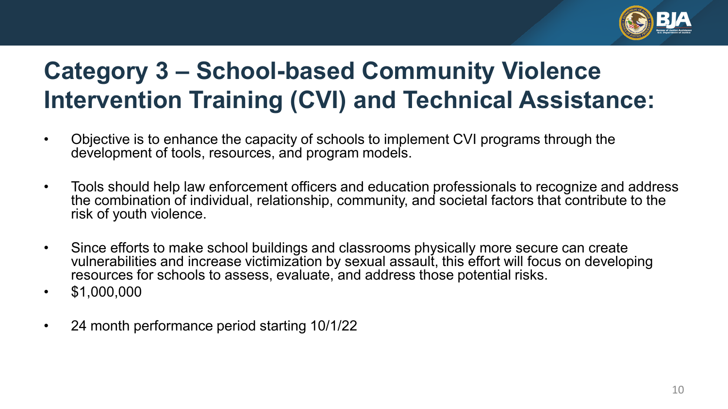# Category 3 – School-based Community Violence Intervention Training (CVI) and Technical Assistance:

- Objective is to enhance the capacity of schools to implement CVI programs through the development of tools, resources, and program models.
- Tools should help law enforcement officers and education professionals to recognize and address the combination of individual, relationship, community, and societal factors that contribute to the risk of youth violence.
- Since efforts to make school buildings and classrooms physically more secure can create vulnerabilities and increase victimization by sexual assault, this effort will focus on developing resources for schools to assess, evaluate, and address those potential risks.
- $1,000,000
- 24 month performance period starting 10/1/22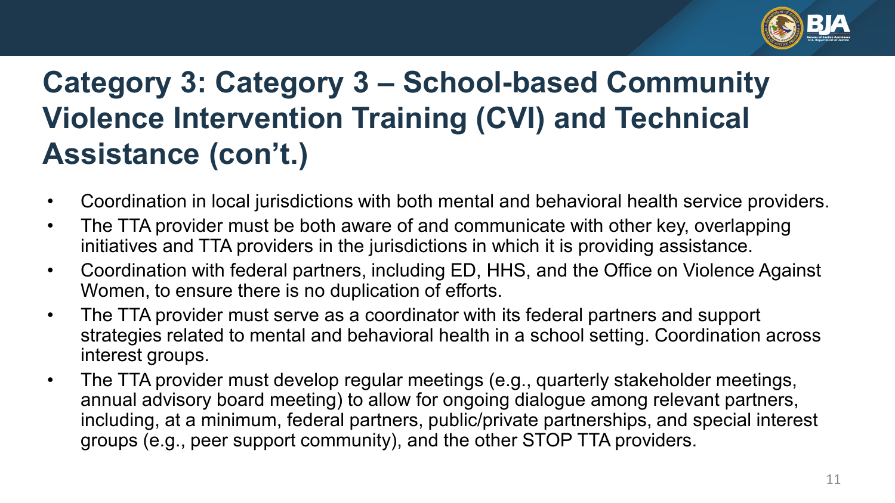# Category 3: Category 3 – School-based Community Violence Intervention Training (CVI) and Technical Assistance (con't.)

- Coordination in local jurisdictions with both mental and behavioral health service providers.
- The TTA provider must be both aware of and communicate with other key, overlapping initiatives and TTA providers in the jurisdictions in which it is providing assistance.
- Coordination with federal partners, including ED, HHS, and the Office on Violence Against Women, to ensure there is no duplication of efforts.
- The TTA provider must serve as a coordinator with its federal partners and support strategies related to mental and behavioral health in a school setting. Coordination across interest groups.
- The TTA provider must develop regular meetings (e.g., quarterly stakeholder meetings, annual advisory board meeting) to allow for ongoing dialogue among relevant partners, including, at a minimum, federal partners, public/private partnerships, and special interest groups (e.g., peer support community), and the other STOP TTA providers.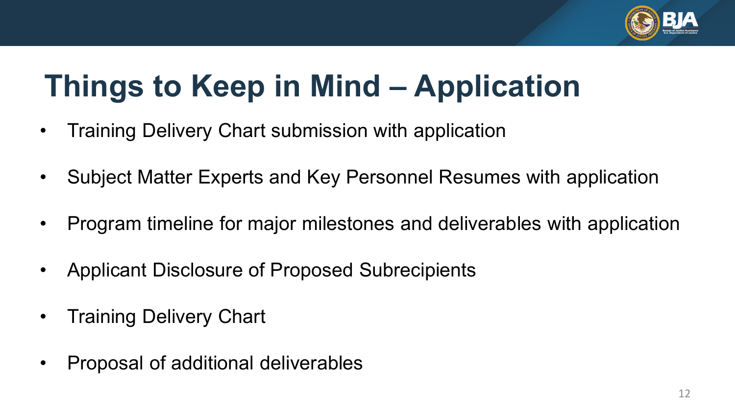# Things to Keep in Mind – Application

- Training Delivery Chart submission with application
- Subject Matter Experts and Key Personnel Resumes with application
- Program timeline for major milestones and deliverables with application
- Applicant Disclosure of Proposed Subrecipients
- Training Delivery Chart
- Proposal of additional deliverables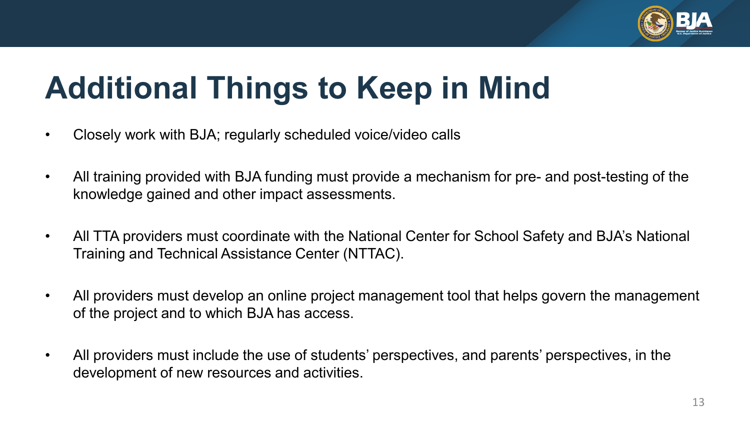# Additional Things to Keep in Mind

- Closely work with BJA; regularly scheduled voice/video calls
- All training provided with BJA funding must provide a mechanism for pre- and post-testing of the knowledge gained and other impact assessments.
- All TTA providers must coordinate with the National Center for School Safety and BJA's National Training and Technical Assistance Center (NTTAC).
- All providers must develop an online project management tool that helps govern the management of the project and to which BJA has access.
- All providers must include the use of students' perspectives, and parents' perspectives, in the development of new resources and activities.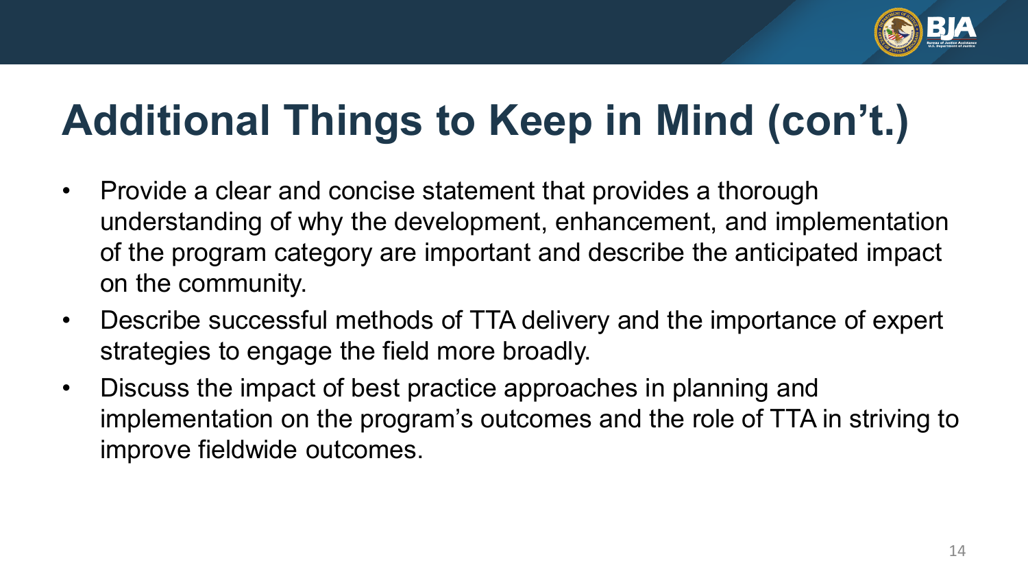# Additional Things to Keep in Mind (con't.)

- Provide a clear and concise statement that provides a thorough understanding of why the development, enhancement, and implementation of the program category are important and describe the anticipated impact on the community.
- Describe successful methods of TTA delivery and the importance of expert strategies to engage the field more broadly.
- Discuss the impact of best practice approaches in planning and implementation on the program's outcomes and the role of TTA in striving to improve fieldwide outcomes.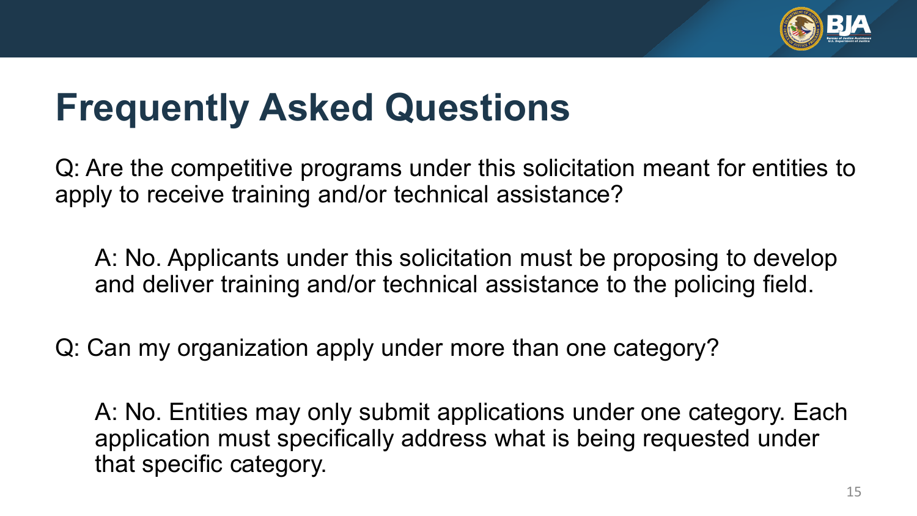# Frequently Asked Questions

Q: Are the competitive programs under this solicitation meant for entities to apply to receive training and/or technical assistance?

A: No. Applicants under this solicitation must be proposing to develop and deliver training and/or technical assistance to the policing field.

Q: Can my organization apply under more than one category?

A: No. Entities may only submit applications under one category. Each application must specifically address what is being requested under that specific category.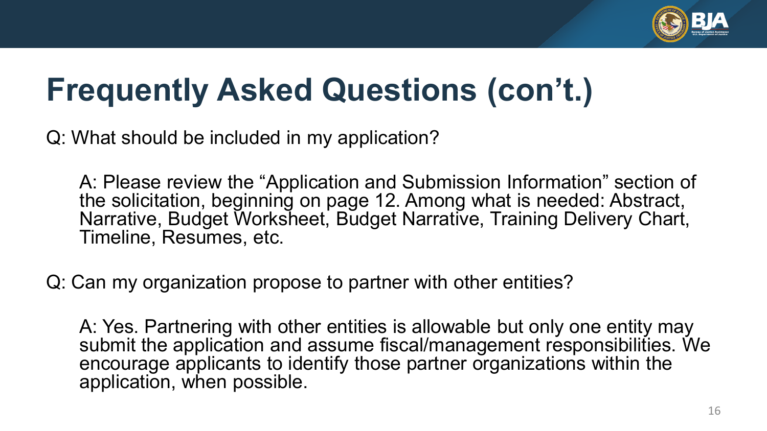# Frequently Asked Questions (con't.)

Q: What should be included in my application?

A: Please review the "Application and Submission Information" section of the solicitation, beginning on page 12. Among what is needed: Abstract, Narrative, Budget Worksheet, Budget Narrative, Training Delivery Chart, Timeline, Resumes, etc.

Q: Can my organization propose to partner with other entities?

A: Yes. Partnering with other entities is allowable but only one entity may submit the application and assume fiscal/management responsibilities. We encourage applicants to identify those partner organizations within the application, when possible.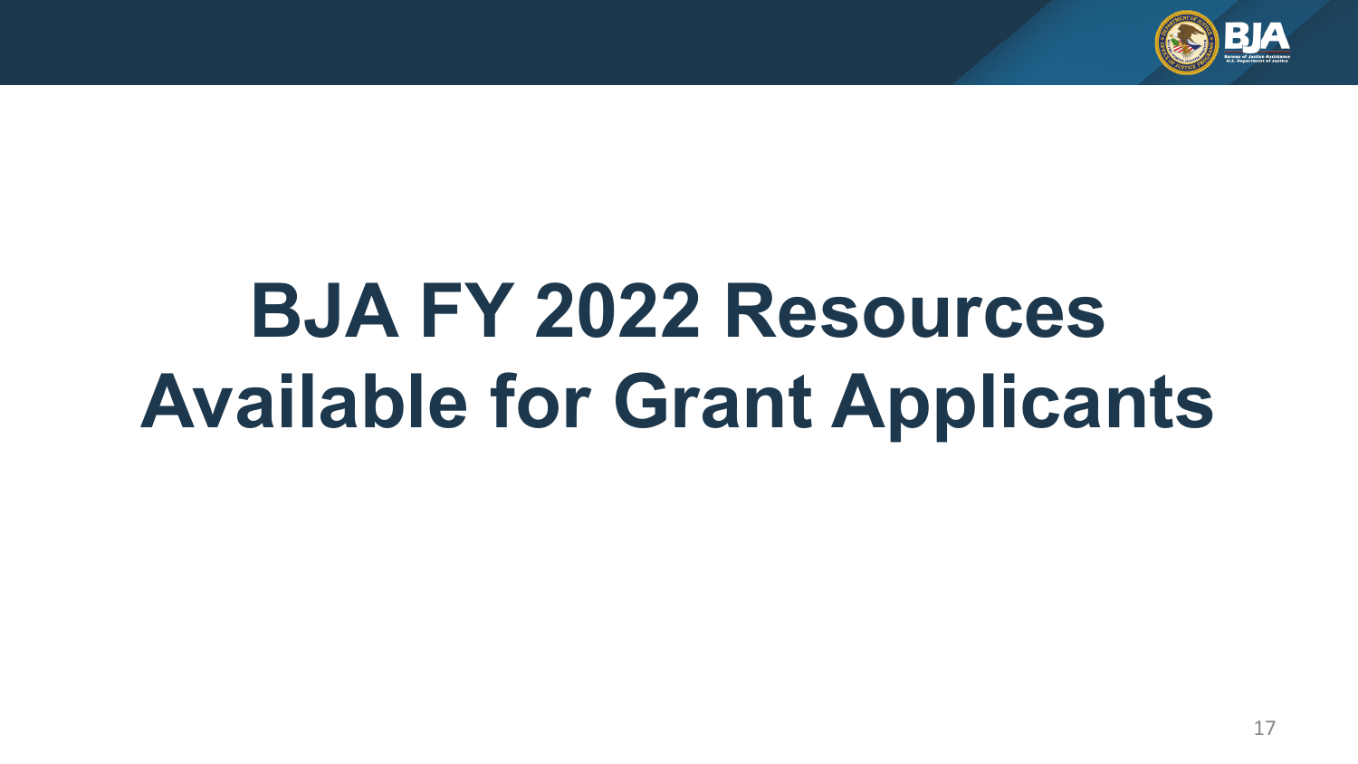# BJA FY 2022 Resources Available for Grant Applicants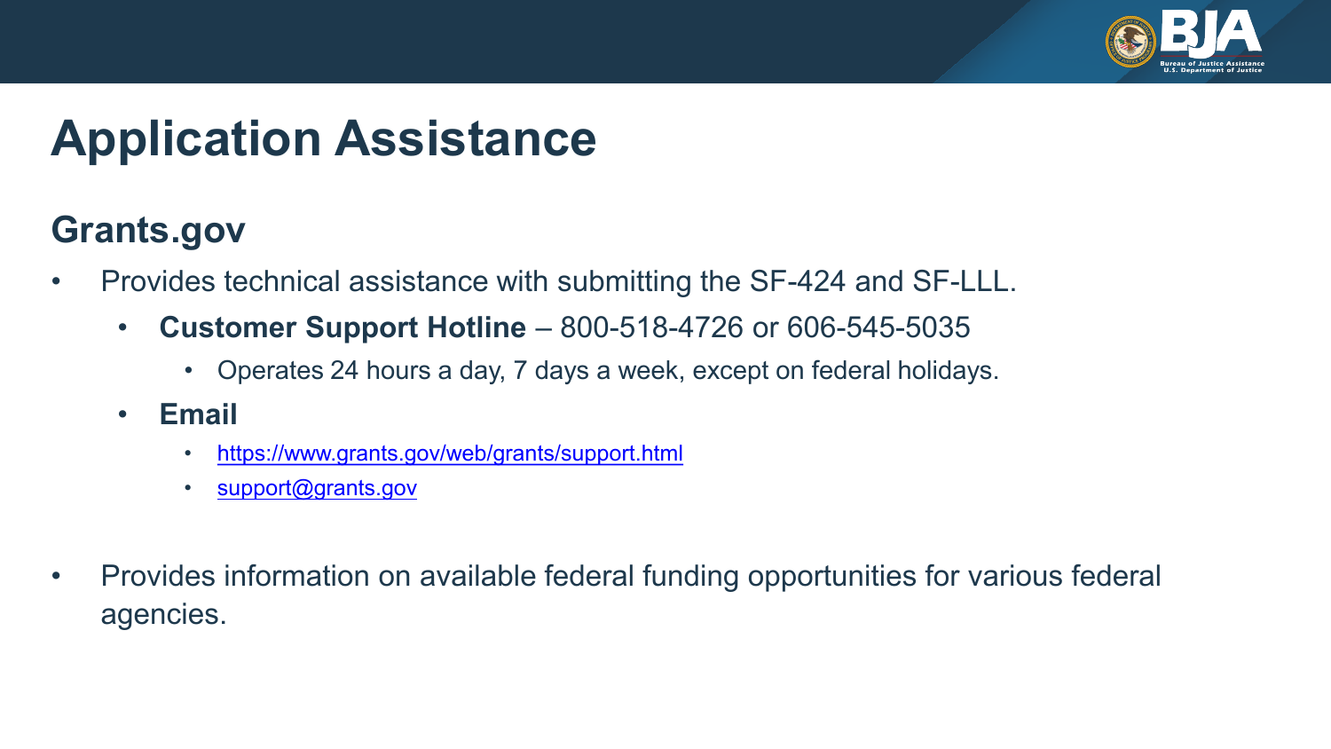# Application Assistance

## Grants.gov

- Provides technical assistance with submitting the SF-424 and SF-LLL.
  - **Customer Support Hotline** – 800-518-4726 or 606-545-5035
    - Operates 24 hours a day, 7 days a week, except on federal holidays.
  - **Email**
    - https://www.grants.gov/web/grants/support.html
    - support@grants.gov

- Provides information on available federal funding opportunities for various federal agencies.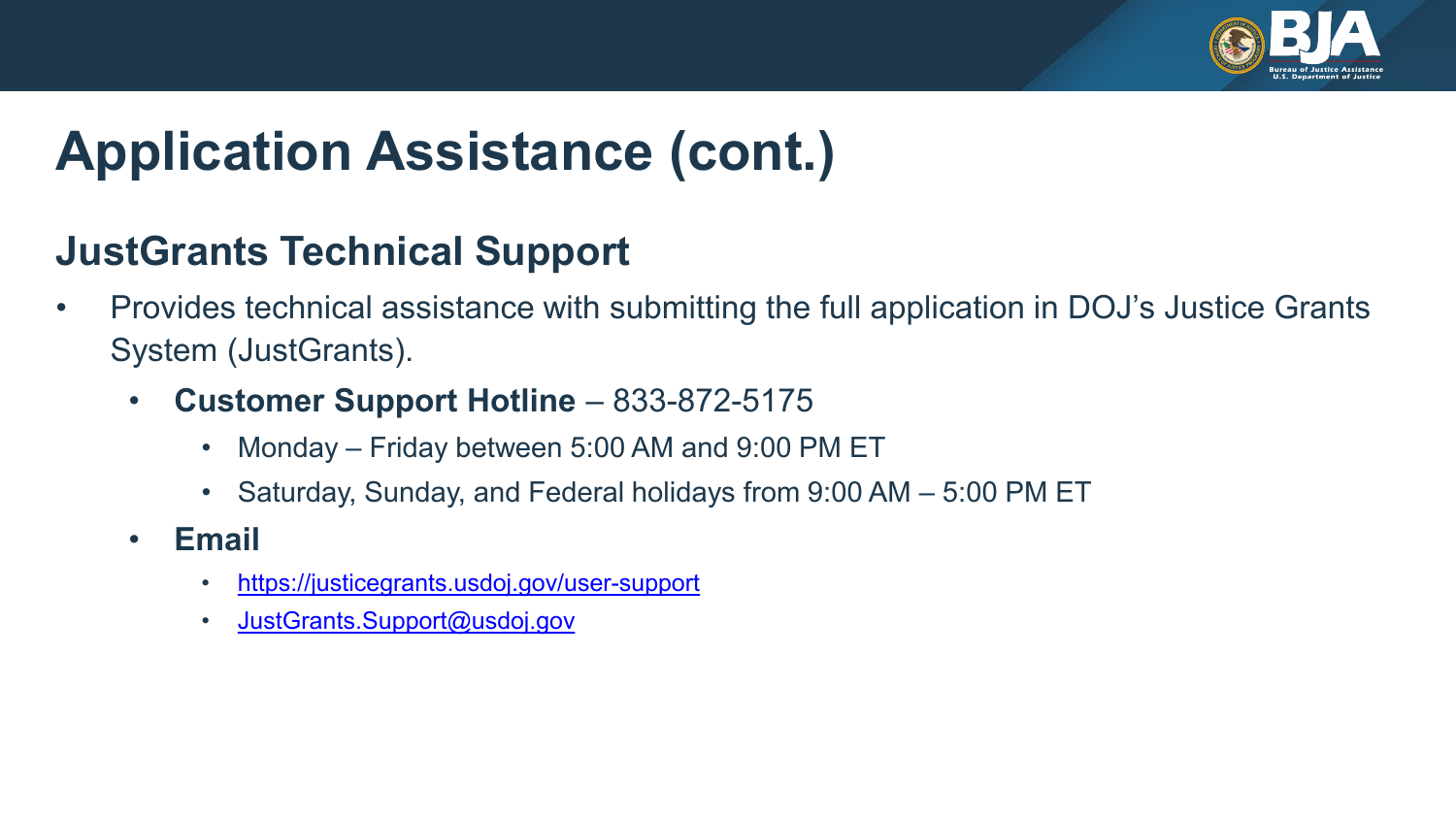# Application Assistance (cont.)

## JustGrants Technical Support

- Provides technical assistance with submitting the full application in DOJ's Justice Grants System (JustGrants).
  - **Customer Support Hotline** – 833-872-5175
    - Monday – Friday between 5:00 AM and 9:00 PM ET
    - Saturday, Sunday, and Federal holidays from 9:00 AM – 5:00 PM ET
  - **Email**
    - https://justicegrants.usdoj.gov/user-support
    - JustGrants.Support@usdoj.gov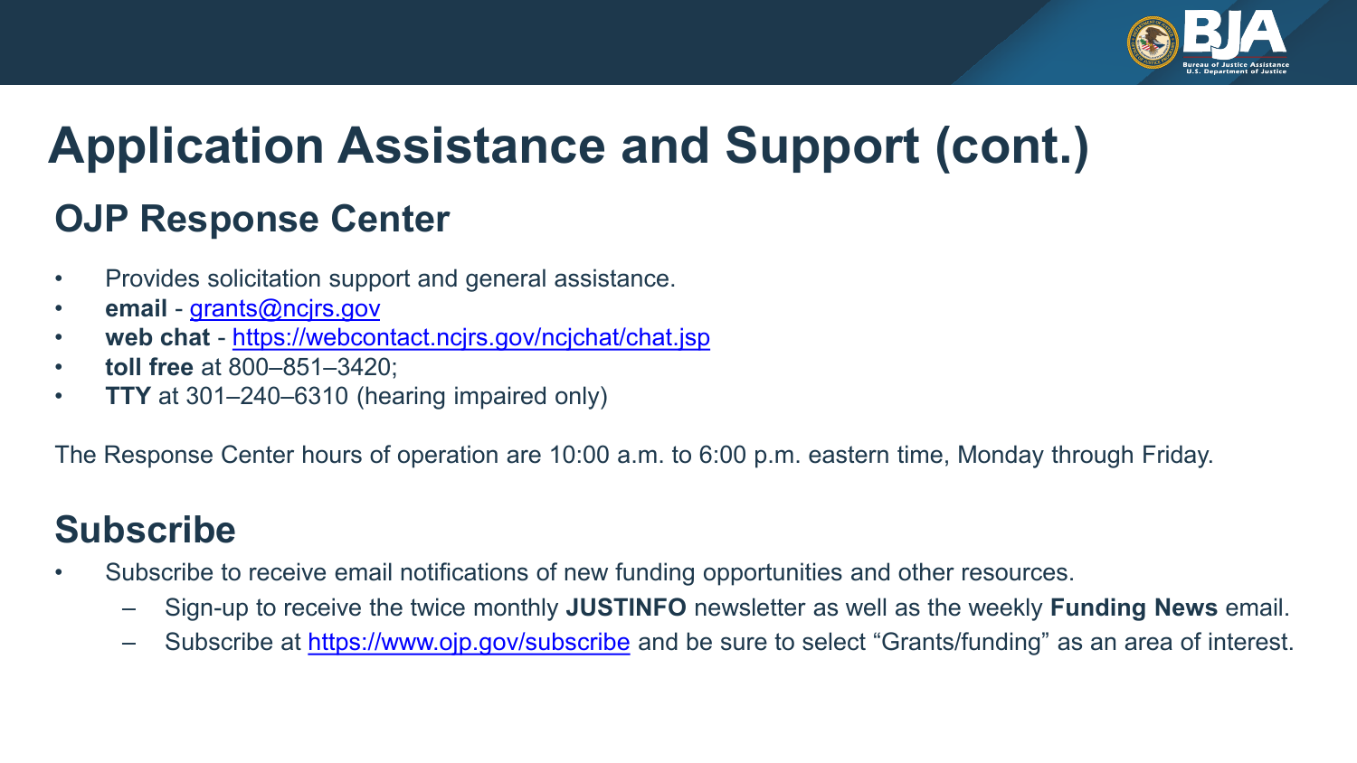# Application Assistance and Support (cont.)

## OJP Response Center

- Provides solicitation support and general assistance.
- **email** - grants@ncjrs.gov
- **web chat** - https://webcontact.ncjrs.gov/ncjchat/chat.jsp
- **toll free** at 800–851–3420;
- **TTY** at 301–240–6310 (hearing impaired only)

The Response Center hours of operation are 10:00 a.m. to 6:00 p.m. eastern time, Monday through Friday.

## Subscribe

- Subscribe to receive email notifications of new funding opportunities and other resources.
  - Sign-up to receive the twice monthly **JUSTINFO** newsletter as well as the weekly **Funding News** email.
  - Subscribe at https://www.ojp.gov/subscribe and be sure to select "Grants/funding" as an area of interest.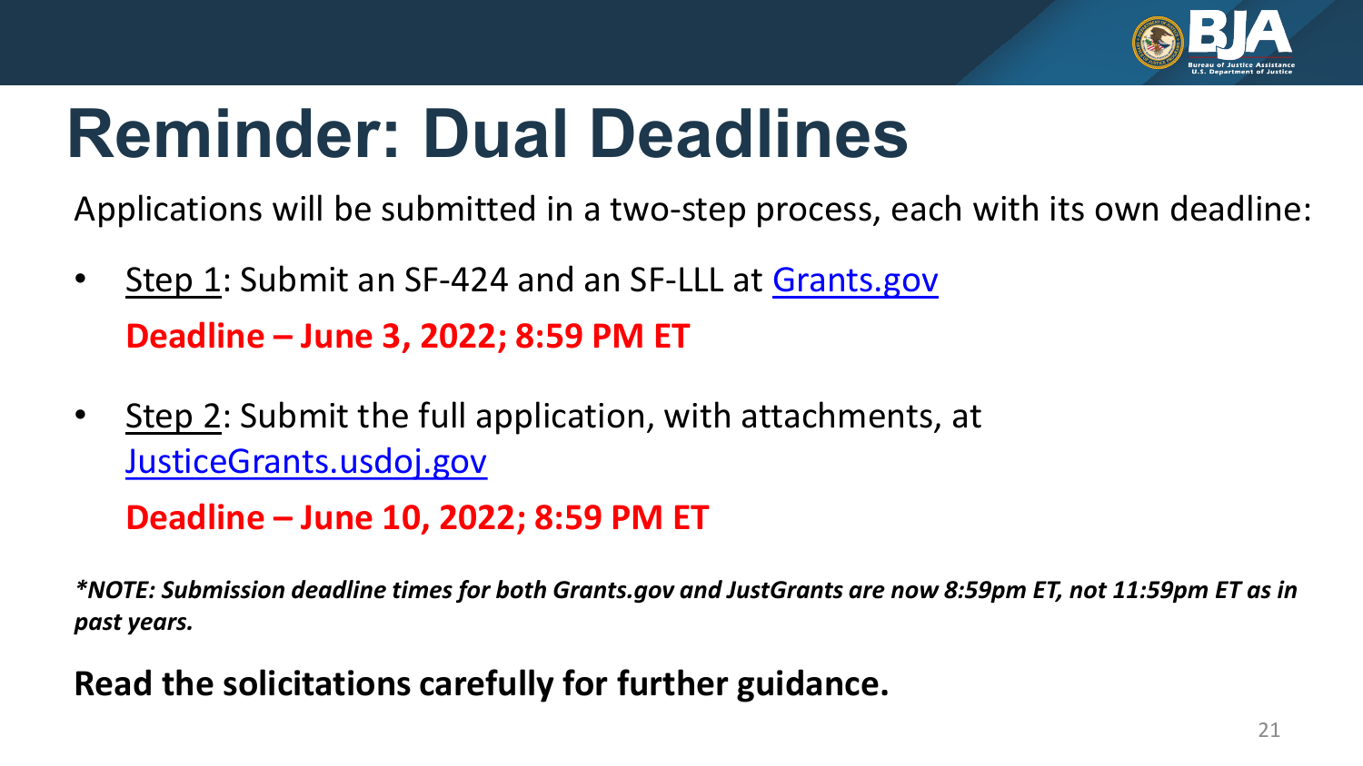# Reminder: Dual Deadlines

Applications will be submitted in a two-step process, each with its own deadline:

- Step 1: Submit an SF-424 and an SF-LLL at Grants.gov

  **Deadline – June 3, 2022; 8:59 PM ET**

- Step 2: Submit the full application, with attachments, at JusticeGrants.usdoj.gov

  **Deadline – June 10, 2022; 8:59 PM ET**

***NOTE: Submission deadline times for both Grants.gov and JustGrants are now 8:59pm ET, not 11:59pm ET as in past years.***

**Read the solicitations carefully for further guidance.**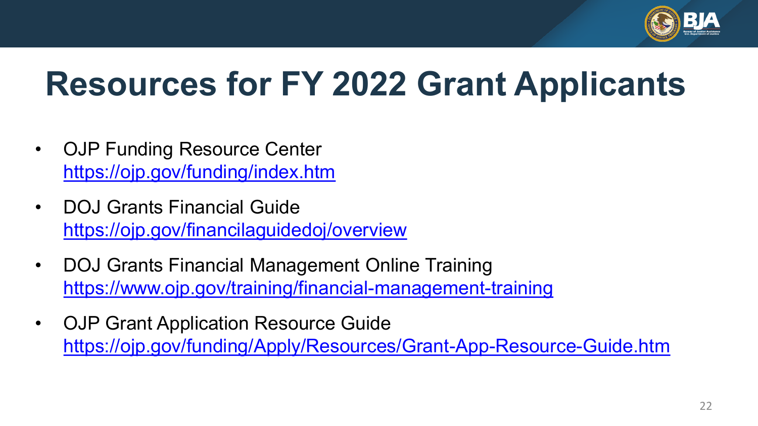# Resources for FY 2022 Grant Applicants

- OJP Funding Resource Center
  https://ojp.gov/funding/index.htm
- DOJ Grants Financial Guide
  https://ojp.gov/financilaguidedoj/overview
- DOJ Grants Financial Management Online Training
  https://www.ojp.gov/training/financial-management-training
- OJP Grant Application Resource Guide
  https://ojp.gov/funding/Apply/Resources/Grant-App-Resource-Guide.htm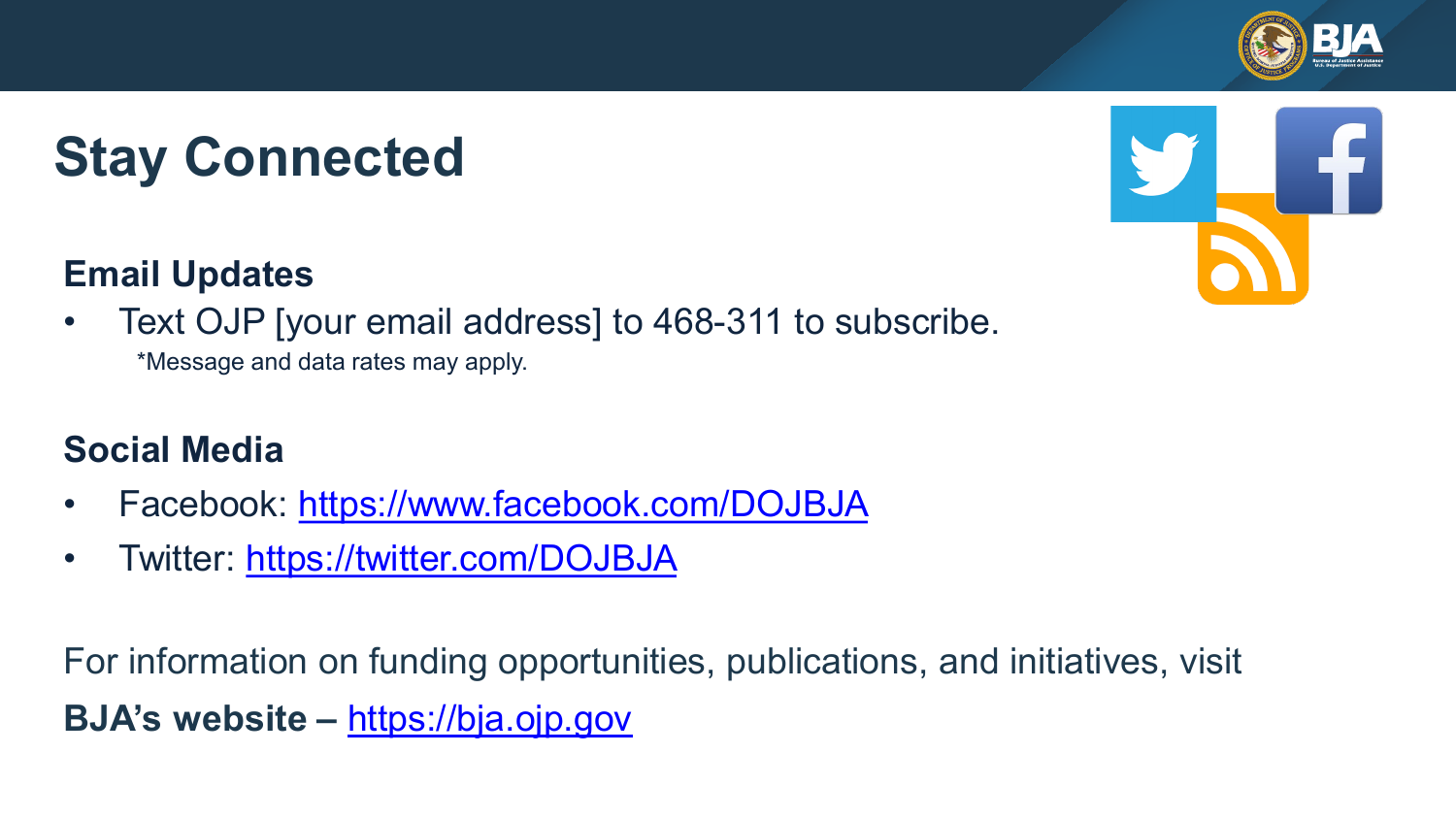# Stay Connected

### Email Updates

- Text OJP [your email address] to 468-311 to subscribe.
  *Message and data rates may apply.

### Social Media

- Facebook: https://www.facebook.com/DOJBJA
- Twitter: https://twitter.com/DOJBJA

For information on funding opportunities, publications, and initiatives, visit **BJA's website –** https://bja.ojp.gov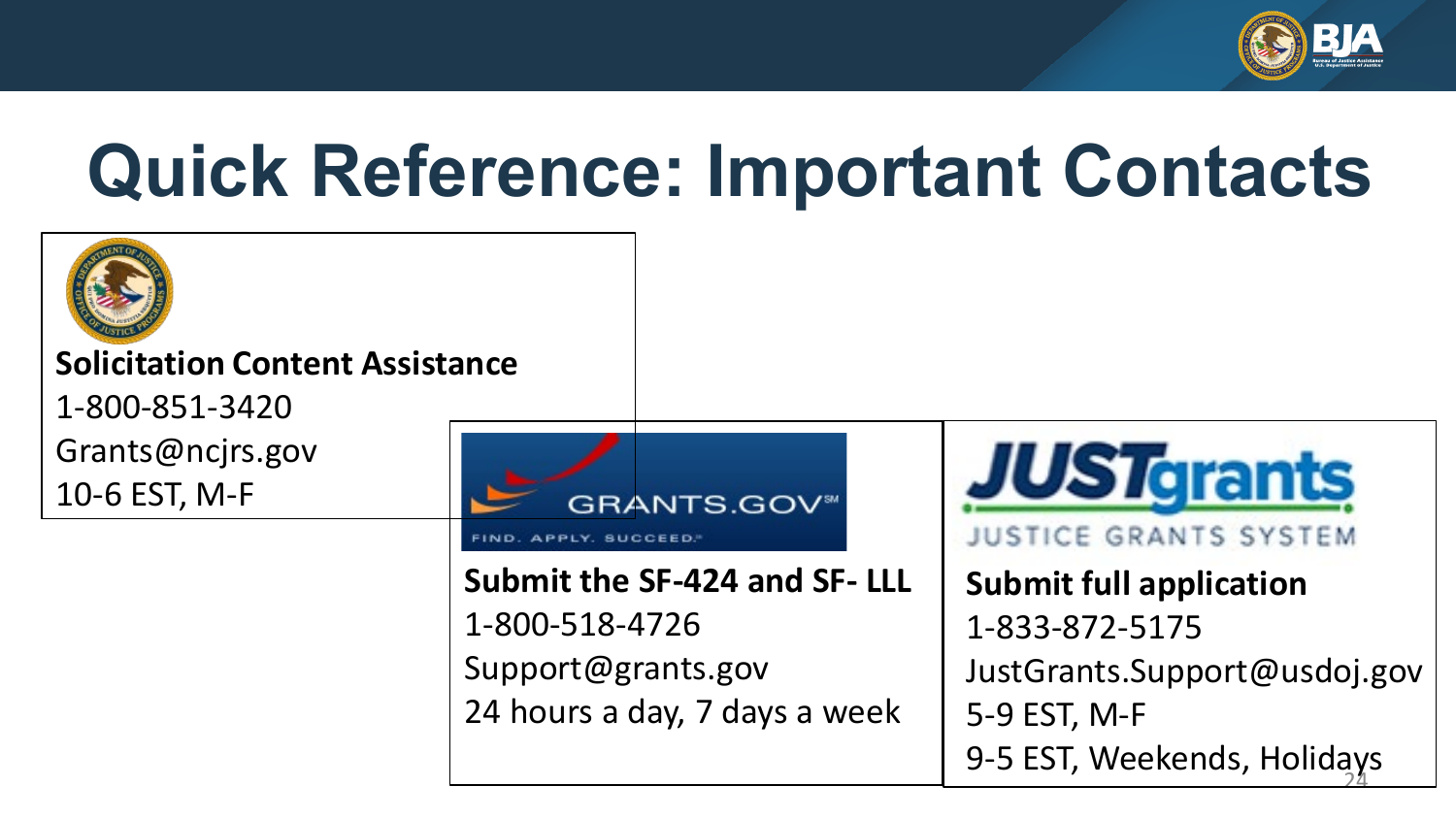# Quick Reference: Important Contacts

**Solicitation Content Assistance**

1-800-851-3420

Grants@ncjrs.gov

10-6 EST, M-F

GRANTS.GOV℠

FIND. APPLY. SUCCEED.

**Submit the SF-424 and SF- LLL**

1-800-518-4726

Support@grants.gov

24 hours a day, 7 days a week

JUSTgrants

JUSTICE GRANTS SYSTEM

**Submit full application**

1-833-872-5175

JustGrants.Support@usdoj.gov

5-9 EST, M-F

9-5 EST, Weekends, Holidays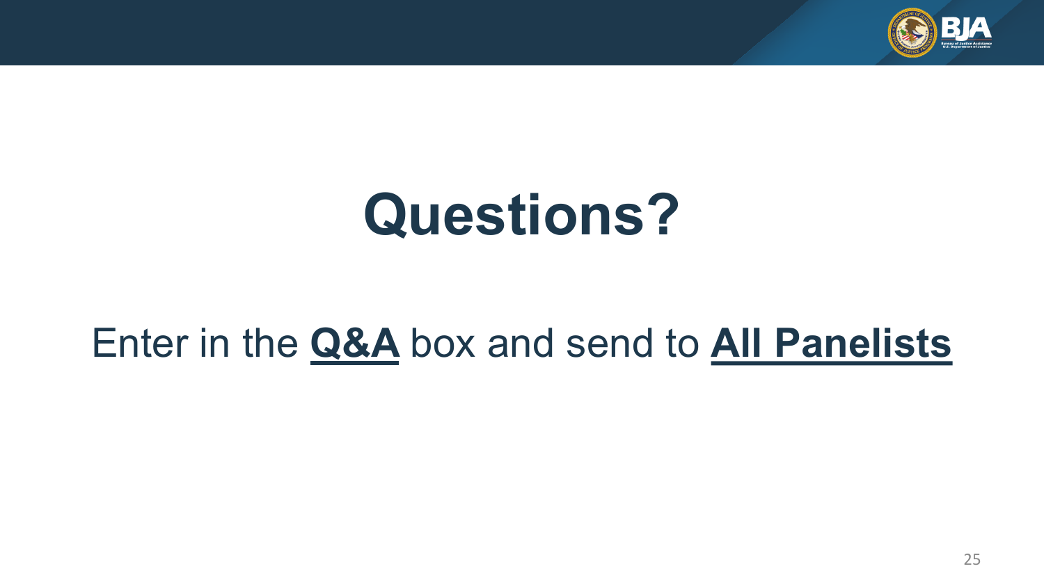# Questions?

Enter in the **Q&A** box and send to **All Panelists**